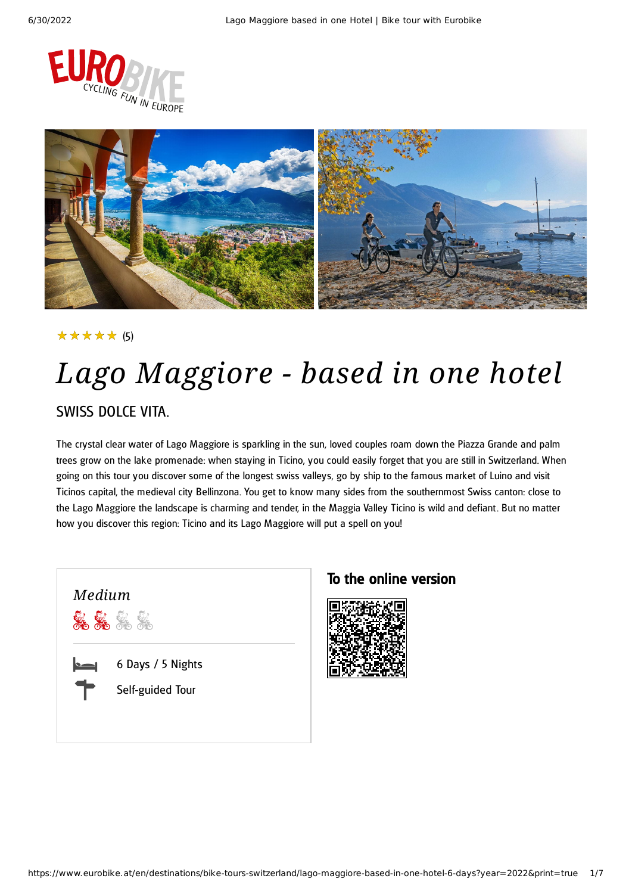★★★★★ (5)

# Lago Maggiore - based in one hotel

## SWISS DOLCE VITA.

The crystal clear water of Lago Maggiore is sparkling in the sun, loved couples roam down the Piazza Grande and palm trees grow on the lake promenade: when staying in Ticino, you could easily forget that you are still in Switzerland. When going on this tour you discover some of the longest swiss valleys, go by ship to the famous market of Luino and visit Ticinos capital, the medieval city Bellinzona. You get to know many sides from the southernmost Swiss canton: close to the Lago Maggiore the landscape is charming and tender, in the Maggia Valley Ticino is wild and defiant. But no matter how you discover this region: Ticino and its Lago Maggiore will put a spell on you!

*Medium*

6 Days / 5 Nights

Self-guided Tour

## To the online version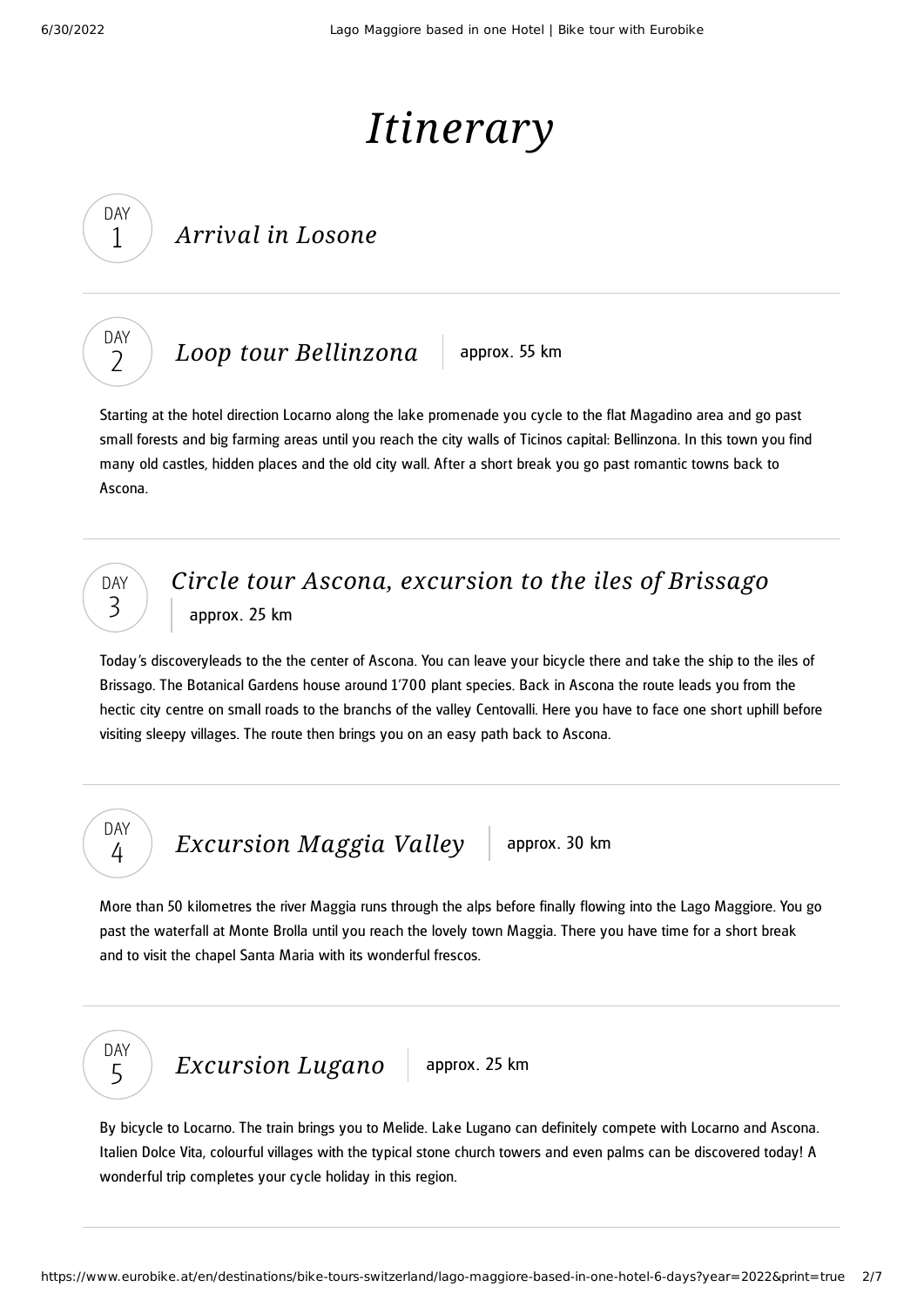# *Itinerary*

## DAY 1 *Arrival in Losone*

---

## DAY 2 *Loop tour Bellinzona* | approx. 55 km

Starting at the hotel direction Locarno along the lake promenade you cycle to the flat Magadino area and go past small forests and big farming areas until you reach the city walls of Ticinos capital: Bellinzona. In this town you find many old castles, hidden places and the old city wall. After a short break you go past romantic towns back to Ascona.

---

## DAY 3 *Circle tour Ascona, excursion to the iles of Brissago* | approx. 25 km

Today's discoveryleads to the the center of Ascona. You can leave your bicycle there and take the ship to the iles of Brissago. The Botanical Gardens house around 1'700 plant species. Back in Ascona the route leads you from the hectic city centre on small roads to the branchs of the valley Centovalli. Here you have to face one short uphill before visiting sleepy villages. The route then brings you on an easy path back to Ascona.

---

## DAY 4 *Excursion Maggia Valley* | approx. 30 km

More than 50 kilometres the river Maggia runs through the alps before finally flowing into the Lago Maggiore. You go past the waterfall at Monte Brolla until you reach the lovely town Maggia. There you have time for a short break and to visit the chapel Santa Maria with its wonderful frescos.

---

## DAY 5 *Excursion Lugano* | approx. 25 km

By bicycle to Locarno. The train brings you to Melide. Lake Lugano can definitely compete with Locarno and Ascona. Italien Dolce Vita, colourful villages with the typical stone church towers and even palms can be discovered today! A wonderful trip completes your cycle holiday in this region.

---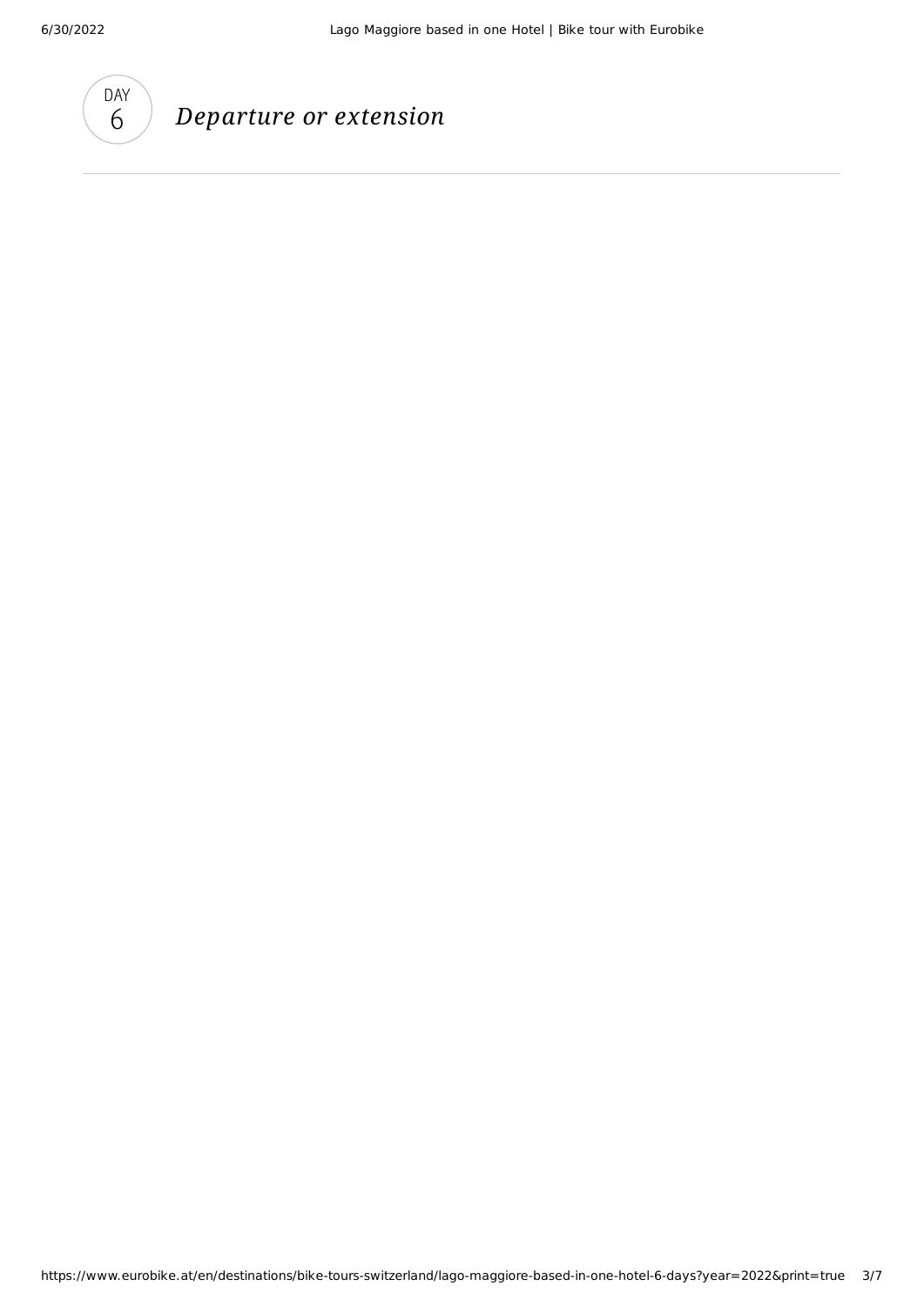DAY 6

## *Departure or extension*

---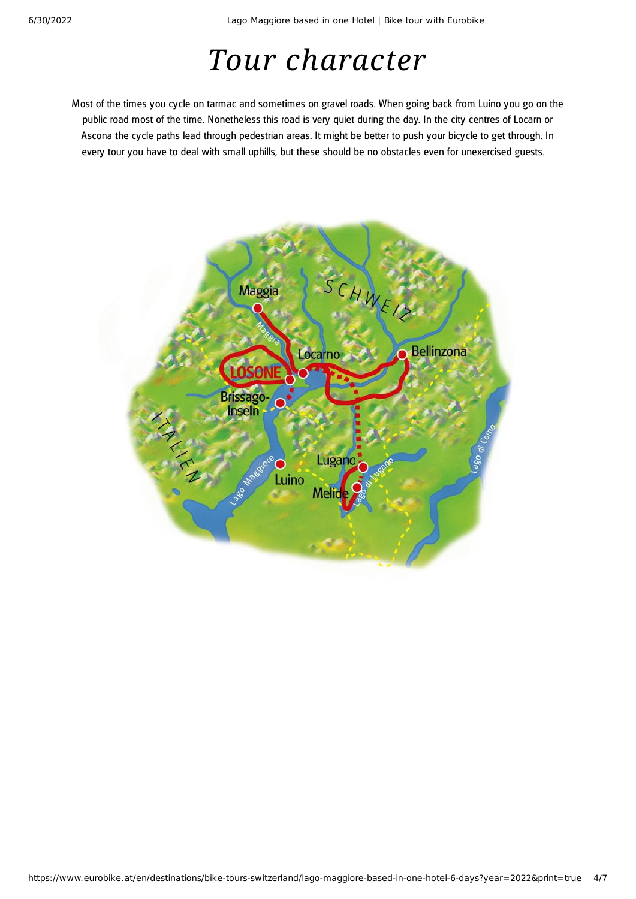# *Tour character*

Most of the times you cycle on tarmac and sometimes on gravel roads. When going back from Luino you go on the public road most of the time. Nonetheless this road is very quiet during the day. In the city centres of Locarn or Ascona the cycle paths lead through pedestrian areas. It might be better to push your bicycle to get through. In every tour you have to deal with small uphills, but these should be no obstacles even for unexercised guests.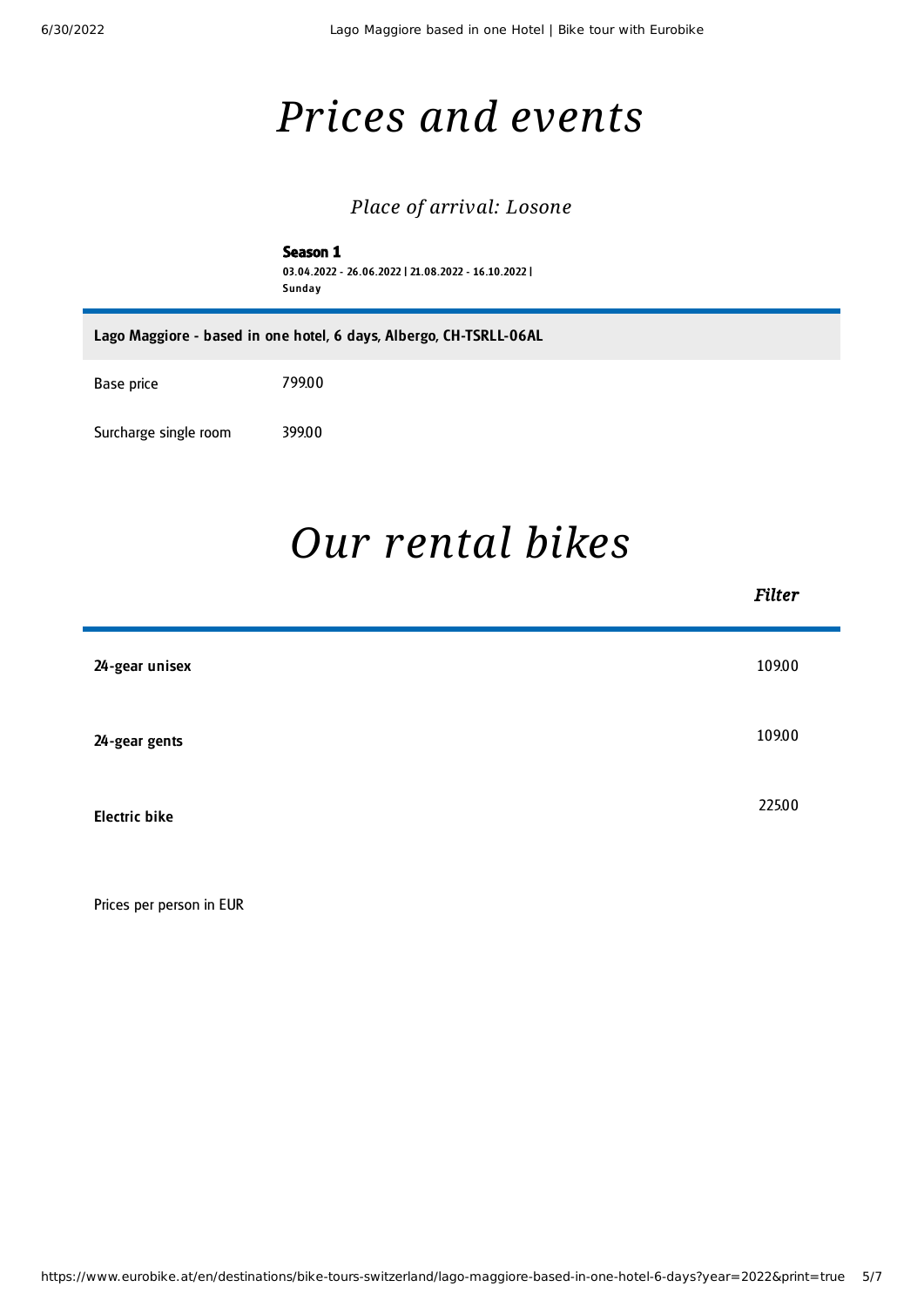# *Prices and events*

### *Place of arrival: Losone*

**Season 1**
03.04.2022 - 26.06.2022 | 21.08.2022 - 16.10.2022 |
Sunday

| Lago Maggiore - based in one hotel, 6 days, Albergo, CH-TSRLL-06AL | |
|---|---|
| Base price | 799.00 |
| Surcharge single room | 399.00 |

# *Our rental bikes*

*Filter*

| | |
|---|---|
| **24-gear unisex** | 109.00 |
| **24-gear gents** | 109.00 |
| **Electric bike** | 225.00 |

Prices per person in EUR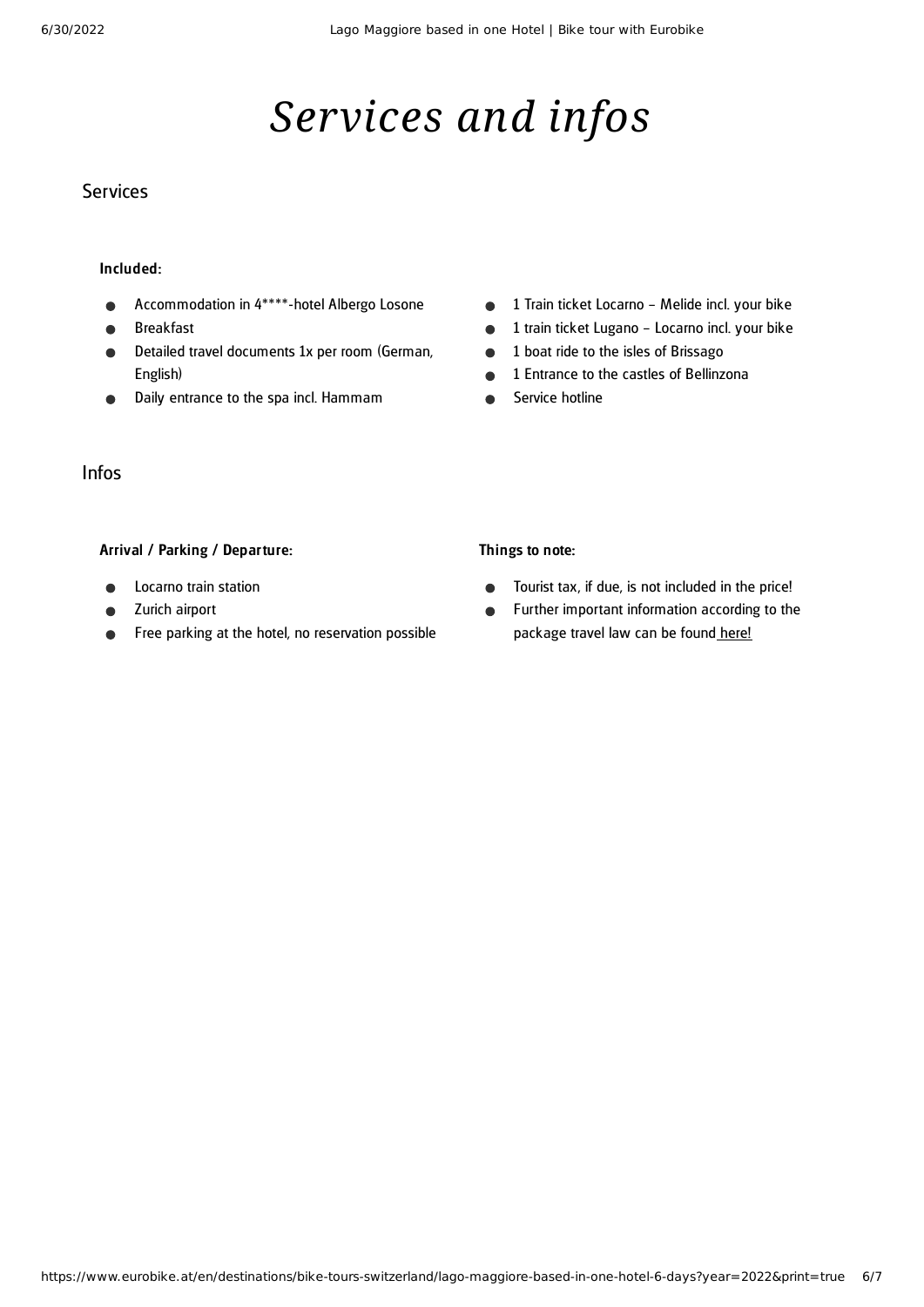# *Services and infos*

## Services

**Included:**

- Accommodation in 4****-hotel Albergo Losone
- Breakfast
- Detailed travel documents 1x per room (German, English)
- Daily entrance to the spa incl. Hammam
- 1 Train ticket Locarno – Melide incl. your bike
- 1 train ticket Lugano – Locarno incl. your bike
- 1 boat ride to the isles of Brissago
- 1 Entrance to the castles of Bellinzona
- Service hotline

## Infos

**Arrival / Parking / Departure:**

- Locarno train station
- Zurich airport
- Free parking at the hotel, no reservation possible

**Things to note:**

- Tourist tax, if due, is not included in the price!
- Further important information according to the package travel law can be found here!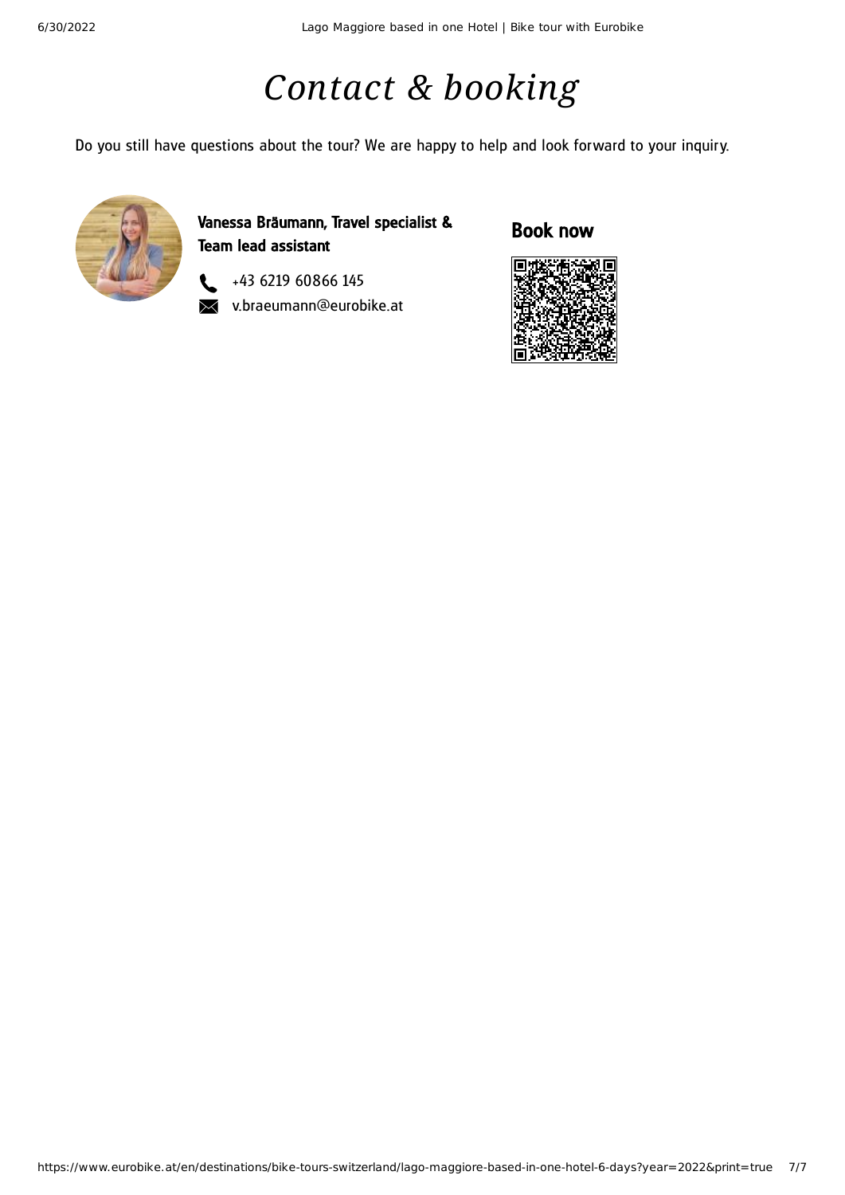# *Contact & booking*

Do you still have questions about the tour? We are happy to help and look forward to your inquiry.

**Vanessa Bräumann, Travel specialist & Team lead assistant**

+43 6219 60866 145

v.braeumann@eurobike.at

## Book now